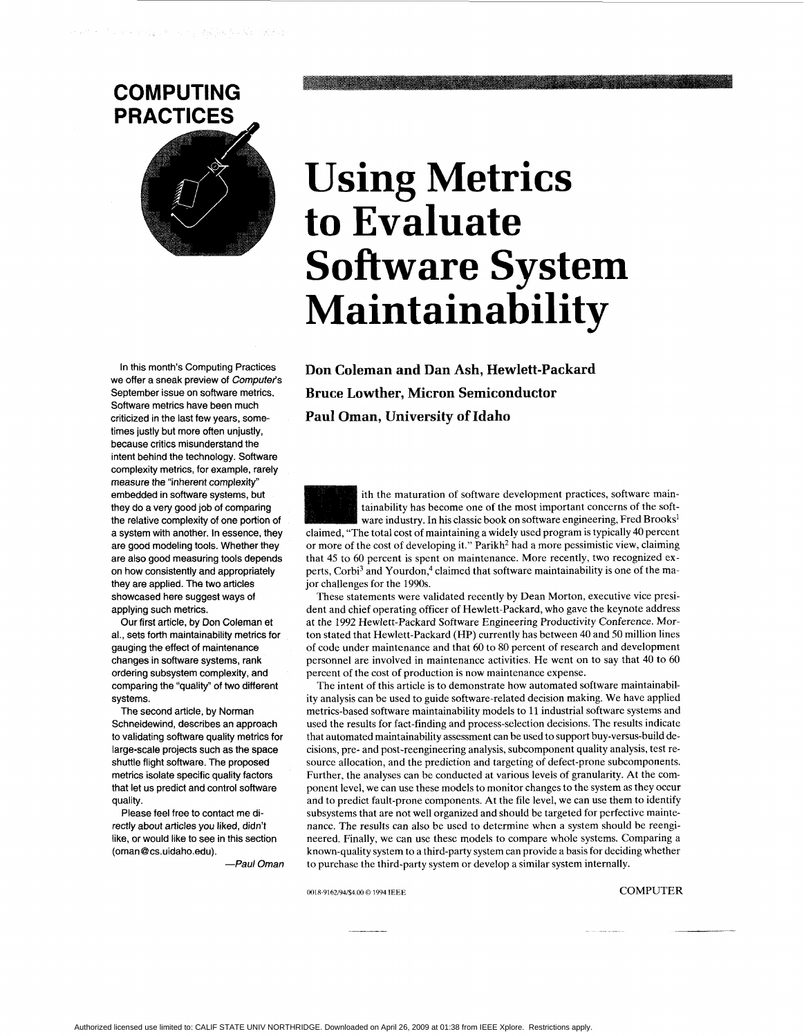COMPUTING PRACTICES

# Using Metrics to Evaluate Software System Maintainability

In this month's Computing Practices we offer a sneak preview of *Computer*'s September issue on software metrics. Software metrics have been much criticized in the last few years, sometimes justly but more often unjustly, because critics misunderstand the intent behind the technology. Software complexity metrics, for example, rarely measure the "inherent complexity" embedded in software systems, but they do a very good job of comparing the relative complexity of one portion of a system with another. In essence, they are good modeling tools. Whether they are also good measuring tools depends on how consistently and appropriately they are applied. The two articles showcased here suggest ways of applying such metrics.

Our first article, by Don Coleman et al., sets forth maintainability metrics for gauging the effect of maintenance changes in software systems, rank ordering subsystem complexity, and comparing the "quality" of two different systems.

The second article, by Norman Schneidewind, describes an approach to validating software quality metrics for large-scale projects such as the space shuttle flight software. The proposed metrics isolate specific quality factors that let us predict and control software quality.

Please feel free to contact me directly about articles you liked, didn't like, or would like to see in this section (oman@cs.uidaho.edu).

*—Paul Oman*

**Don Coleman and Dan Ash, Hewlett-Packard**

**Bruce Lowther, Micron Semiconductor**

**Paul Oman, University of Idaho**

With the maturation of software development practices, software maintainability has become one of the most important concerns of the software industry. In his classic book on software engineering, Fred Brooks[1] claimed, "The total cost of maintaining a widely used program is typically 40 percent or more of the cost of developing it." Parikh[2] had a more pessimistic view, claiming that 45 to 60 percent is spent on maintenance. More recently, two recognized experts, Corbi[3] and Yourdon,[4] claimed that software maintainability is one of the major challenges for the 1990s.

These statements were validated recently by Dean Morton, executive vice president and chief operating officer of Hewlett-Packard, who gave the keynote address at the 1992 Hewlett-Packard Software Engineering Productivity Conference. Morton stated that Hewlett-Packard (HP) currently has between 40 and 50 million lines of code under maintenance and that 60 to 80 percent of research and development personnel are involved in maintenance activities. He went on to say that 40 to 60 percent of the cost of production is now maintenance expense.

The intent of this article is to demonstrate how automated software maintainability analysis can be used to guide software-related decision making. We have applied metrics-based software maintainability models to 11 industrial software systems and used the results for fact-finding and process-selection decisions. The results indicate that automated maintainability assessment can be used to support buy-versus-build decisions, pre- and post-reengineering analysis, subcomponent quality analysis, test resource allocation, and the prediction and targeting of defect-prone subcomponents. Further, the analyses can be conducted at various levels of granularity. At the component level, we can use these models to monitor changes to the system as they occur and to predict fault-prone components. At the file level, we can use them to identify subsystems that are not well organized and should be targeted for perfective maintenance. The results can also be used to determine when a system should be reengineered. Finally, we can use these models to compare whole systems. Comparing a known-quality system to a third-party system can provide a basis for deciding whether to purchase the third-party system or develop a similar system internally.

0018-9162/94/$4.00 © 1994 IEEE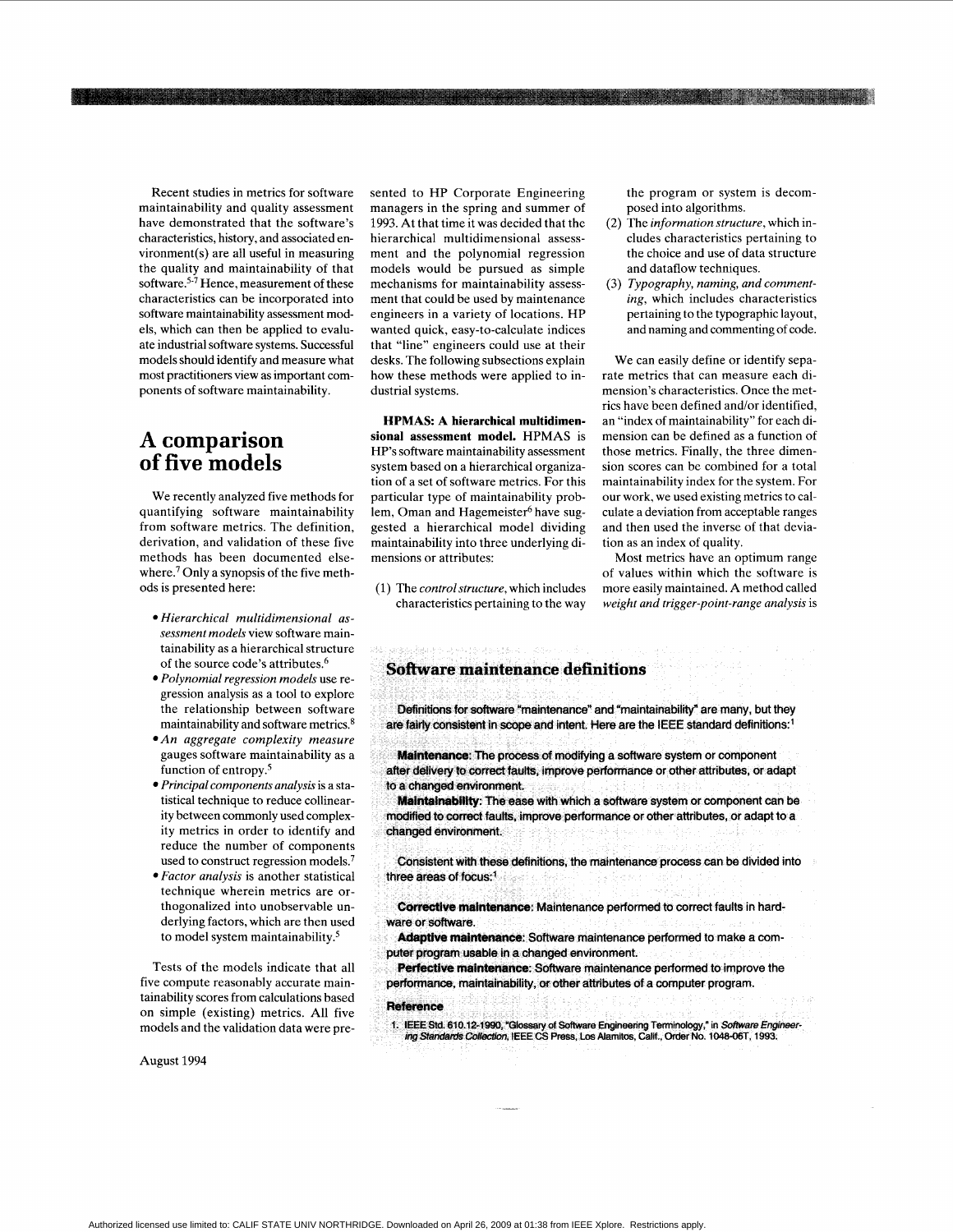Recent studies in metrics for software maintainability and quality assessment have demonstrated that the software's characteristics, history, and associated environment(s) are all useful in measuring the quality and maintainability of that software.[5-7] Hence, measurement of these characteristics can be incorporated into software maintainability assessment models, which can then be applied to evaluate industrial software systems. Successful models should identify and measure what most practitioners view as important components of software maintainability.

## A comparison of five models

We recently analyzed five methods for quantifying software maintainability from software metrics. The definition, derivation, and validation of these five methods has been documented elsewhere.[7] Only a synopsis of the five methods is presented here:

- *Hierarchical multidimensional assessment models* view software maintainability as a hierarchical structure of the source code's attributes.[6]
- *Polynomial regression models* use regression analysis as a tool to explore the relationship between software maintainability and software metrics.[8]
- *An aggregate complexity measure* gauges software maintainability as a function of entropy.[5]
- *Principal components analysis* is a statistical technique to reduce collinearity between commonly used complexity metrics in order to identify and reduce the number of components used to construct regression models.[7]
- *Factor analysis* is another statistical technique wherein metrics are orthogonalized into unobservable underlying factors, which are then used to model system maintainability.[5]

Tests of the models indicate that all five compute reasonably accurate maintainability scores from calculations based on simple (existing) metrics. All five models and the validation data were presented to HP Corporate Engineering managers in the spring and summer of 1993. At that time it was decided that the hierarchical multidimensional assessment and the polynomial regression models would be pursued as simple mechanisms for maintainability assessment that could be used by maintenance engineers in a variety of locations. HP wanted quick, easy-to-calculate indices that "line" engineers could use at their desks. The following subsections explain how these methods were applied to industrial systems.

**HPMAS: A hierarchical multidimensional assessment model.** HPMAS is HP's software maintainability assessment system based on a hierarchical organization of a set of software metrics. For this particular type of maintainability problem, Oman and Hagemeister[6] have suggested a hierarchical model dividing maintainability into three underlying dimensions or attributes:

(1) The *control structure*, which includes characteristics pertaining to the way the program or system is decomposed into algorithms.
(2) The *information structure*, which includes characteristics pertaining to the choice and use of data structure and dataflow techniques.
(3) *Typography, naming, and commenting*, which includes characteristics pertaining to the typographic layout, and naming and commenting of code.

We can easily define or identify separate metrics that can measure each dimension's characteristics. Once the metrics have been defined and/or identified, an "index of maintainability" for each dimension can be defined as a function of those metrics. Finally, the three dimension scores can be combined for a total maintainability index for the system. For our work, we used existing metrics to calculate a deviation from acceptable ranges and then used the inverse of that deviation as an index of quality.

Most metrics have an optimum range of values within which the software is more easily maintained. A method called *weight and trigger-point-range analysis* is

### Software maintenance definitions

Definitions for software "maintenance" and "maintainability" are many, but they are fairly consistent in scope and intent. Here are the IEEE standard definitions:[1]

**Maintenance:** The process of modifying a software system or component after delivery to correct faults, improve performance or other attributes, or adapt to a changed environment.

**Maintainability:** The ease with which a software system or component can be modified to correct faults, improve performance or other attributes, or adapt to a changed environment.

Consistent with these definitions, the maintenance process can be divided into three areas of focus:[1]

**Corrective maintenance:** Maintenance performed to correct faults in hardware or software.

**Adaptive maintenance:** Software maintenance performed to make a computer program usable in a changed environment.

**Perfective maintenance:** Software maintenance performed to improve the performance, maintainability, or other attributes of a computer program.

**Reference**

1. IEEE Std. 610.12-1990, "Glossary of Software Engineering Terminology," in *Software Engineering Standards Collection*, IEEE CS Press, Los Alamitos, Calif., Order No. 1048-06T, 1993.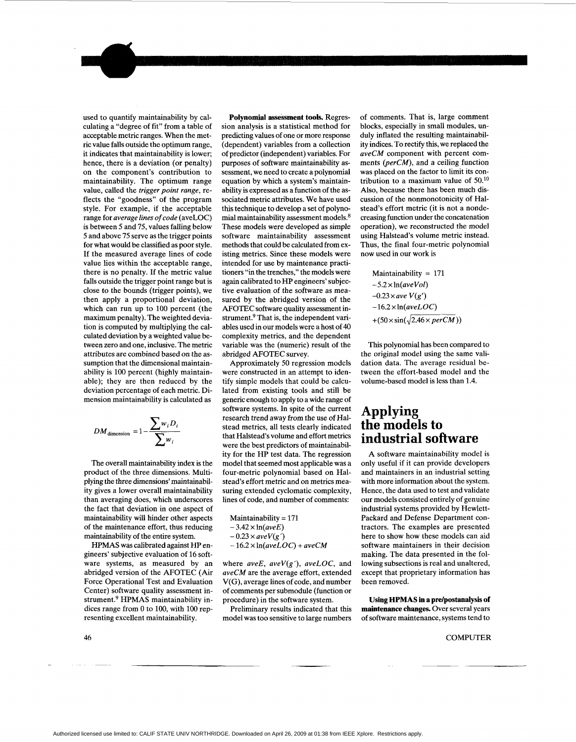used to quantify maintainability by calculating a "degree of fit" from a table of acceptable metric ranges. When the metric value falls outside the optimum range, it indicates that maintainability is lower; hence, there is a deviation (or penalty) on the component's contribution to maintainability. The optimum range value, called the *trigger point range*, reflects the "goodness" of the program style. For example, if the acceptable range for *average lines of code* (aveLOC) is between 5 and 75, values falling below 5 and above 75 serve as the trigger points for what would be classified as poor style. If the measured average lines of code value lies within the acceptable range, there is no penalty. If the metric value falls outside the trigger point range but is close to the bounds (trigger points), we then apply a proportional deviation, which can run up to 100 percent (the maximum penalty). The weighted deviation is computed by multiplying the calculated deviation by a weighted value between zero and one, inclusive. The metric attributes are combined based on the assumption that the dimensional maintainability is 100 percent (highly maintainable); they are then reduced by the deviation percentage of each metric. Dimension maintainability is calculated as

$$DM_{\text{dimension}} = 1 - \frac{\sum w_i D_i}{\sum w_i}$$

The overall maintainability index is the product of the three dimensions. Multiplying the three dimensions' maintainability gives a lower overall maintainability than averaging does, which underscores the fact that deviation in one aspect of maintainability will hinder other aspects of the maintenance effort, thus reducing maintainability of the entire system.

HPMAS was calibrated against HP engineers' subjective evaluation of 16 software systems, as measured by an abridged version of the AFOTEC (Air Force Operational Test and Evaluation Center) software quality assessment instrument.[9] HPMAS maintainability indices range from 0 to 100, with 100 representing excellent maintainability.

**Polynomial assessment tools.** Regression analysis is a statistical method for predicting values of one or more response (dependent) variables from a collection of predictor (independent) variables. For purposes of software maintainability assessment, we need to create a polynomial equation by which a system's maintainability is expressed as a function of the associated metric attributes. We have used this technique to develop a set of polynomial maintainability assessment models.[8] These models were developed as simple software maintainability assessment methods that could be calculated from existing metrics. Since these models were intended for use by maintenance practitioners "in the trenches," the models were again calibrated to HP engineers' subjective evaluation of the software as measured by the abridged version of the AFOTEC software quality assessment instrument.[9] That is, the independent variables used in our models were a host of 40 complexity metrics, and the dependent variable was the (numeric) result of the abridged AFOTEC survey.

Approximately 50 regression models were constructed in an attempt to identify simple models that could be calculated from existing tools and still be generic enough to apply to a wide range of software systems. In spite of the current research trend away from the use of Halstead metrics, all tests clearly indicated that Halstead's volume and effort metrics were the best predictors of maintainability for the HP test data. The regression model that seemed most applicable was a four-metric polynomial based on Halstead's effort metric and on metrics measuring extended cyclomatic complexity, lines of code, and number of comments:

$$\begin{aligned}
\text{Maintainability} &= 171 \\
&- 3.42 \times \ln(aveE) \\
&- 0.23 \times aveV(g') \\
&- 16.2 \times \ln(aveLOC) + aveCM
\end{aligned}$$

where *aveE*, *aveV(g')*, *aveLOC*, and *aveCM* are the average effort, extended V(G), average lines of code, and number of comments per submodule (function or procedure) in the software system.

Preliminary results indicated that this model was too sensitive to large numbers of comments. That is, large comment blocks, especially in small modules, unduly inflated the resulting maintainability indices. To rectify this, we replaced the *aveCM* component with percent comments (*perCM*), and a ceiling function was placed on the factor to limit its contribution to a maximum value of 50.[10] Also, because there has been much discussion of the nonmonotonicity of Halstead's effort metric (it is not a nondecreasing function under the concatenation operation), we reconstructed the model using Halstead's volume metric instead. Thus, the final four-metric polynomial now used in our work is

$$\begin{aligned}
\text{Maintainability} &= 171 \\
&- 5.2 \times \ln(aveVol) \\
&- 0.23 \times ave\ V(g') \\
&- 16.2 \times \ln(aveLOC) \\
&+ (50 \times \sin(\sqrt{2.46 \times perCM}))
\end{aligned}$$

This polynomial has been compared to the original model using the same validation data. The average residual between the effort-based model and the volume-based model is less than 1.4.

## Applying the models to industrial software

A software maintainability model is only useful if it can provide developers and maintainers in an industrial setting with more information about the system. Hence, the data used to test and validate our models consisted entirely of genuine industrial systems provided by Hewlett-Packard and Defense Department contractors. The examples are presented here to show how these models can aid software maintainers in their decision making. The data presented in the following subsections is real and unaltered, except that proprietary information has been removed.

**Using HPMAS in a pre/postanalysis of maintenance changes.** Over several years of software maintenance, systems tend to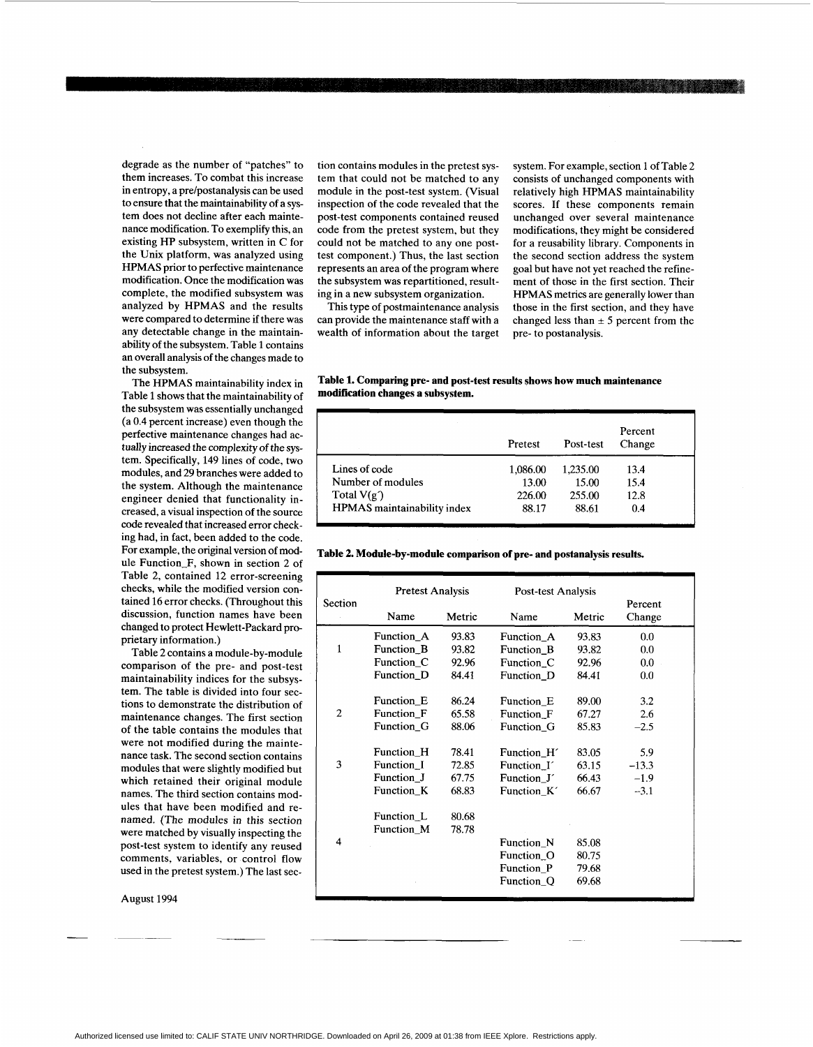degrade as the number of "patches" to them increases. To combat this increase in entropy, a pre/postanalysis can be used to ensure that the maintainability of a system does not decline after each maintenance modification. To exemplify this, an existing HP subsystem, written in C for the Unix platform, was analyzed using HPMAS prior to perfective maintenance modification. Once the modification was complete, the modified subsystem was analyzed by HPMAS and the results were compared to determine if there was any detectable change in the maintainability of the subsystem. Table 1 contains an overall analysis of the changes made to the subsystem.

The HPMAS maintainability index in Table 1 shows that the maintainability of the subsystem was essentially unchanged (a 0.4 percent increase) even though the perfective maintenance changes had *actually increased the complexity of the system*. Specifically, 149 lines of code, two modules, and 29 branches were added to the system. Although the maintenance engineer denied that functionality increased, a visual inspection of the source code revealed that increased error checking had, in fact, been added to the code. For example, the original version of module Function_F, shown in section 2 of Table 2, contained 12 error-screening checks, while the modified version contained 16 error checks. (Throughout this discussion, function names have been changed to protect Hewlett-Packard proprietary information.)

Table 2 contains a module-by-module comparison of the pre- and post-test maintainability indices for the subsystem. The table is divided into four sections to demonstrate the distribution of maintenance changes. The first section of the table contains the modules that were not modified during the maintenance task. The second section contains modules that were slightly modified but which retained their original module names. The third section contains modules that have been modified and renamed. (The modules in this section were matched by visually inspecting the post-test system to identify any reused comments, variables, or control flow used in the pretest system.) The last section contains modules in the pretest system that could not be matched to any module in the post-test system. (Visual inspection of the code revealed that the post-test components contained reused code from the pretest system, but they could not be matched to any one post-test component.) Thus, the last section represents an area of the program where the subsystem was repartitioned, resulting in a new subsystem organization.

This type of postmaintenance analysis can provide the maintenance staff with a wealth of information about the target system. For example, section 1 of Table 2 consists of unchanged components with relatively high HPMAS maintainability scores. If these components remain unchanged over several maintenance modifications, they might be considered for a reusability library. Components in the second section address the system goal but have not yet reached the refinement of those in the first section. Their HPMAS metrics are generally lower than those in the first section, and they have changed less than ± 5 percent from the pre- to postanalysis.

**Table 1. Comparing pre- and post-test results shows how much maintenance modification changes a subsystem.**

| | Pretest | Post-test | Percent Change |
|---|---|---|---|
| Lines of code | 1,086.00 | 1,235.00 | 13.4 |
| Number of modules | 13.00 | 15.00 | 15.4 |
| Total V(g′) | 226.00 | 255.00 | 12.8 |
| HPMAS maintainability index | 88.17 | 88.61 | 0.4 |

**Table 2. Module-by-module comparison of pre- and postanalysis results.**

| Section | Pretest Analysis | | Post-test Analysis | | Percent Change |
|---|---|---|---|---|---|
| | Name | Metric | Name | Metric | |
| 1 | Function_A | 93.83 | Function_A | 93.83 | 0.0 |
| | Function_B | 93.82 | Function_B | 93.82 | 0.0 |
| | Function_C | 92.96 | Function_C | 92.96 | 0.0 |
| | Function_D | 84.41 | Function_D | 84.41 | 0.0 |
| 2 | Function_E | 86.24 | Function_E | 89.00 | 3.2 |
| | Function_F | 65.58 | Function_F | 67.27 | 2.6 |
| | Function_G | 88.06 | Function_G | 85.83 | −2.5 |
| 3 | Function_H | 78.41 | Function_H′ | 83.05 | 5.9 |
| | Function_I | 72.85 | Function_I′ | 63.15 | −13.3 |
| | Function_J | 67.75 | Function_J′ | 66.43 | −1.9 |
| | Function_K | 68.83 | Function_K′ | 66.67 | −3.1 |
| 4 | Function_L | 80.68 | | | |
| | Function_M | 78.78 | | | |
| | | | Function_N | 85.08 | |
| | | | Function_O | 80.75 | |
| | | | Function_P | 79.68 | |
| | | | Function_Q | 69.68 | |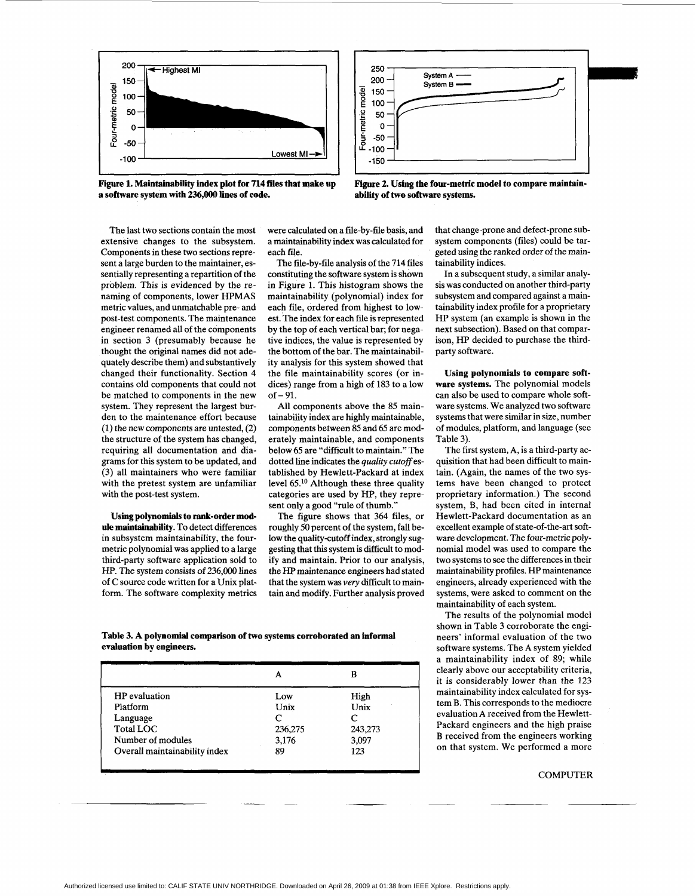Figure 1. Maintainability index plot for 714 files that make up a software system with 236,000 lines of code.

Figure 2. Using the four-metric model to compare maintainability of two software systems.

The last two sections contain the most extensive changes to the subsystem. Components in these two sections represent a large burden to the maintainer, essentially representing a repartition of the problem. This is evidenced by the renaming of components, lower HPMAS metric values, and unmatchable pre- and post-test components. The maintenance engineer renamed all of the components in section 3 (presumably because he thought the original names did not adequately describe them) and substantively changed their functionality. Section 4 contains old components that could not be matched to components in the new system. They represent the largest burden to the maintenance effort because (1) the new components are untested, (2) the structure of the system has changed, requiring all documentation and diagrams for this system to be updated, and (3) all maintainers who were familiar with the pretest system are unfamiliar with the post-test system.

**Using polynomials to rank-order module maintainability.** To detect differences in subsystem maintainability, the four-metric polynomial was applied to a large third-party software application sold to HP. The system consists of 236,000 lines of C source code written for a Unix platform. The software complexity metrics were calculated on a file-by-file basis, and a maintainability index was calculated for each file.

The file-by-file analysis of the 714 files constituting the software system is shown in Figure 1. This histogram shows the maintainability (polynomial) index for each file, ordered from highest to lowest. The index for each file is represented by the top of each vertical bar; for negative indices, the value is represented by the bottom of the bar. The maintainability analysis for this system showed that the file maintainability scores (or indices) range from a high of 183 to a low of −91.

All components above the 85 maintainability index are highly maintainable, components between 85 and 65 are moderately maintainable, and components below 65 are "difficult to maintain." The dotted line indicates the *quality cutoff* established by Hewlett-Packard at index level 65.[10] Although these three quality categories are used by HP, they represent only a good "rule of thumb."

The figure shows that 364 files, or roughly 50 percent of the system, fall below the quality-cutoff index, strongly suggesting that this system is difficult to modify and maintain. Prior to our analysis, the HP maintenance engineers had stated that the system was *very* difficult to maintain and modify. Further analysis proved that change-prone and defect-prone subsystem components (files) could be targeted using the ranked order of the maintainability indices.

In a subsequent study, a similar analysis was conducted on another third-party subsystem and compared against a maintainability index profile for a proprietary HP system (an example is shown in the next subsection). Based on that comparison, HP decided to purchase the third-party software.

**Using polynomials to compare software systems.** The polynomial models can also be used to compare whole software systems. We analyzed two software systems that were similar in size, number of modules, platform, and language (see Table 3).

The first system, A, is a third-party acquisition that had been difficult to maintain. (Again, the names of the two systems have been changed to protect proprietary information.) The second system, B, had been cited in internal Hewlett-Packard documentation as an excellent example of state-of-the-art software development. The four-metric polynomial model was used to compare the two systems to see the differences in their maintainability profiles. HP maintenance engineers, already experienced with the systems, were asked to comment on the maintainability of each system.

The results of the polynomial model shown in Table 3 corroborate the engineers' informal evaluation of the two software systems. The A system yielded a maintainability index of 89; while clearly above our acceptability criteria, it is considerably lower than the 123 maintainability index calculated for system B. This corresponds to the mediocre evaluation A received from the Hewlett-Packard engineers and the high praise B received from the engineers working on that system. We performed a more

**Table 3. A polynomial comparison of two systems corroborated an informal evaluation by engineers.**

| | A | B |
|---|---|---|
| HP evaluation | Low | High |
| Platform | Unix | Unix |
| Language | C | C |
| Total LOC | 236,275 | 243,273 |
| Number of modules | 3,176 | 3,097 |
| Overall maintainability index | 89 | 123 |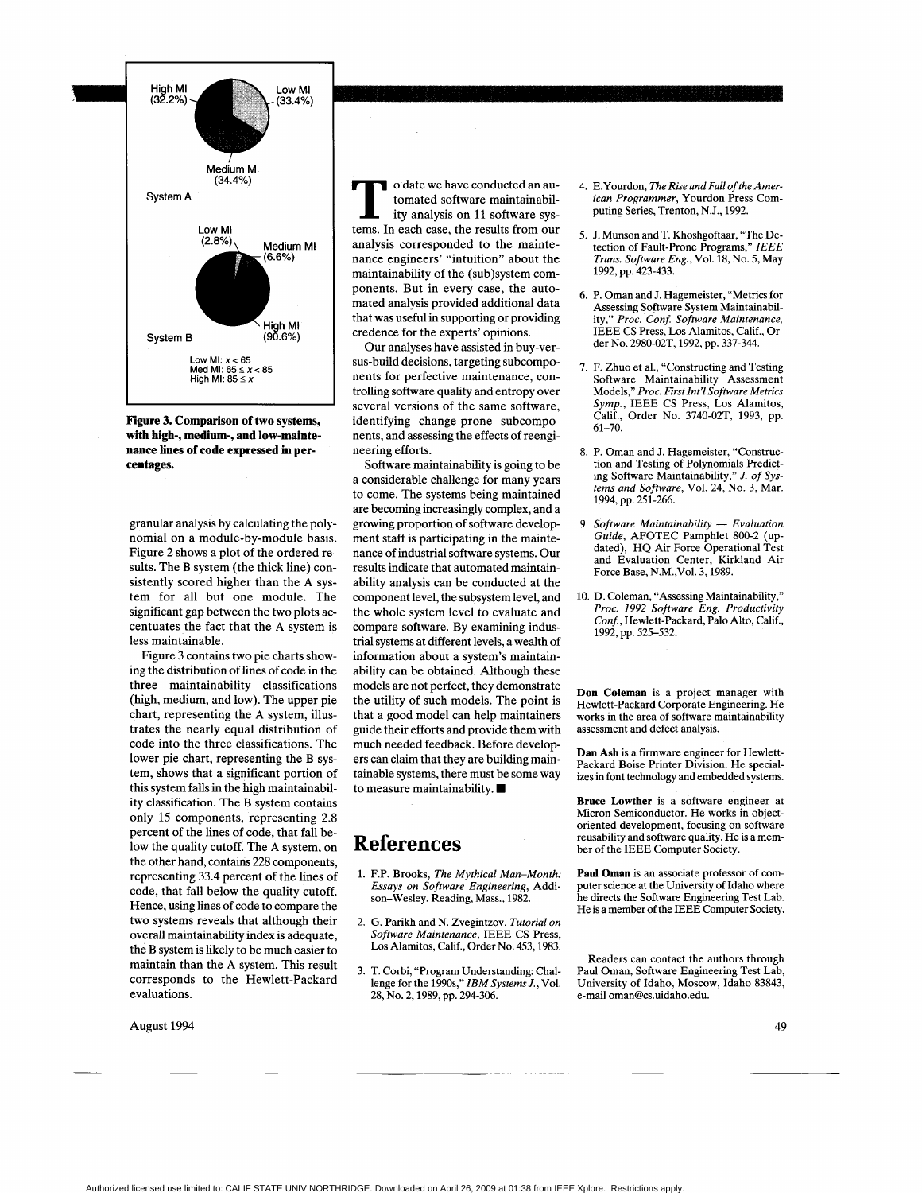High MI (32.2%)

Low MI (33.4%)

Medium MI (34.4%)

System A

Low MI (2.8%)

Medium MI (6.6%)

High MI (90.6%)

System B

Low MI: $x < 65$
Med MI: $65 \leq x < 85$
High MI: $85 \leq x$

**Figure 3. Comparison of two systems, with high-, medium-, and low-maintenance lines of code expressed in percentages.**

granular analysis by calculating the polynomial on a module-by-module basis. Figure 2 shows a plot of the ordered results. The B system (the thick line) consistently scored higher than the A system for all but one module. The significant gap between the two plots accentuates the fact that the A system is less maintainable.

Figure 3 contains two pie charts showing the distribution of lines of code in the three maintainability classifications (high, medium, and low). The upper pie chart, representing the A system, illustrates the nearly equal distribution of code into the three classifications. The lower pie chart, representing the B system, shows that a significant portion of this system falls in the high maintainability classification. The B system contains only 15 components, representing 2.8 percent of the lines of code, that fall below the quality cutoff. The A system, on the other hand, contains 228 components, representing 33.4 percent of the lines of code, that fall below the quality cutoff. Hence, using lines of code to compare the two systems reveals that although their overall maintainability index is adequate, the B system is likely to be much easier to maintain than the A system. This result corresponds to the Hewlett-Packard evaluations.

To date we have conducted an automated software maintainability analysis on 11 software systems. In each case, the results from our analysis corresponded to the maintenance engineers' "intuition" about the maintainability of the (sub)system components. But in every case, the automated analysis provided additional data that was useful in supporting or providing credence for the experts' opinions.

Our analyses have assisted in buy-versus-build decisions, targeting subcomponents for perfective maintenance, controlling software quality and entropy over several versions of the same software, identifying change-prone subcomponents, and assessing the effects of reengineering efforts.

Software maintainability is going to be a considerable challenge for many years to come. The systems being maintained are becoming increasingly complex, and a growing proportion of software development staff is participating in the maintenance of industrial software systems. Our results indicate that automated maintainability analysis can be conducted at the component level, the subsystem level, and the whole system level to evaluate and compare software. By examining industrial systems at different levels, a wealth of information about a system's maintainability can be obtained. Although these models are not perfect, they demonstrate the utility of such models. The point is that a good model can help maintainers guide their efforts and provide them with much needed feedback. Before developers can claim that they are building maintainable systems, there must be some way to measure maintainability. ■

# References

1. F.P. Brooks, *The Mythical Man-Month: Essays on Software Engineering*, Addison-Wesley, Reading, Mass., 1982.
2. G. Parikh and N. Zvegintzov, *Tutorial on Software Maintenance*, IEEE CS Press, Los Alamitos, Calif., Order No. 453, 1983.
3. T. Corbi, "Program Understanding: Challenge for the 1990s," *IBM Systems J.*, Vol. 28, No. 2, 1989, pp. 294-306.
4. E. Yourdon, *The Rise and Fall of the American Programmer*, Yourdon Press Computing Series, Trenton, N.J., 1992.
5. J. Munson and T. Khoshgoftaar, "The Detection of Fault-Prone Programs," *IEEE Trans. Software Eng.*, Vol. 18, No. 5, May 1992, pp. 423-433.
6. P. Oman and J. Hagemeister, "Metrics for Assessing Software System Maintainability," *Proc. Conf. Software Maintenance*, IEEE CS Press, Los Alamitos, Calif., Order No. 2980-02T, 1992, pp. 337-344.
7. F. Zhuo et al., "Constructing and Testing Software Maintainability Assessment Models," *Proc. First Int'l Software Metrics Symp.*, IEEE CS Press, Los Alamitos, Calif., Order No. 3740-02T, 1993, pp. 61-70.
8. P. Oman and J. Hagemeister, "Construction and Testing of Polynomials Predicting Software Maintainability," *J. of Systems and Software*, Vol. 24, No. 3, Mar. 1994, pp. 251-266.
9. *Software Maintainability — Evaluation Guide*, AFOTEC Pamphlet 800-2 (updated), HQ Air Force Operational Test and Evaluation Center, Kirkland Air Force Base, N.M., Vol. 3, 1989.
10. D. Coleman, "Assessing Maintainability," *Proc. 1992 Software Eng. Productivity Conf.*, Hewlett-Packard, Palo Alto, Calif., 1992, pp. 525-532.

**Don Coleman** is a project manager with Hewlett-Packard Corporate Engineering. He works in the area of software maintainability assessment and defect analysis.

**Dan Ash** is a firmware engineer for Hewlett-Packard Boise Printer Division. He specializes in font technology and embedded systems.

**Bruce Lowther** is a software engineer at Micron Semiconductor. He works in object-oriented development, focusing on software reusability and software quality. He is a member of the IEEE Computer Society.

**Paul Oman** is an associate professor of computer science at the University of Idaho where he directs the Software Engineering Test Lab. He is a member of the IEEE Computer Society.

Readers can contact the authors through Paul Oman, Software Engineering Test Lab, University of Idaho, Moscow, Idaho 83843, e-mail oman@cs.uidaho.edu.